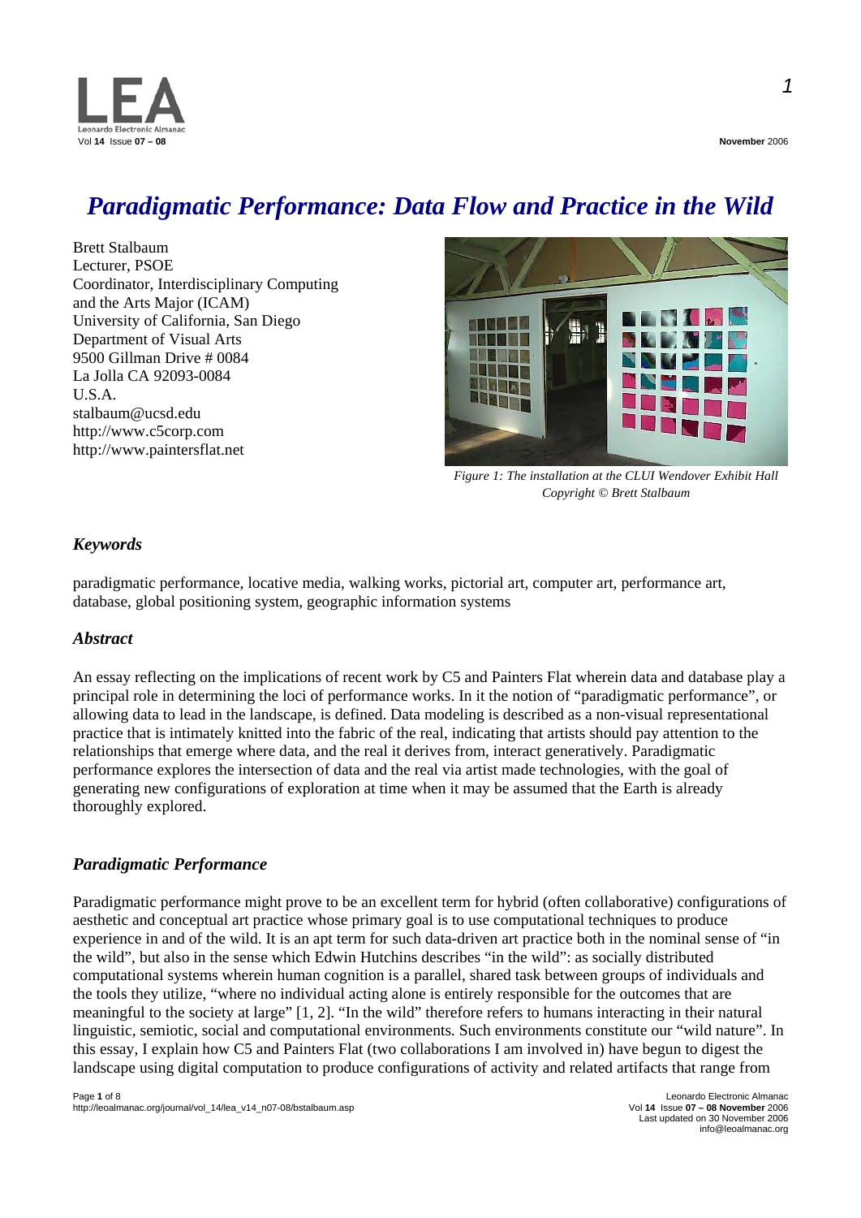# *Paradigmatic Performance: Data Flow and Practice in the Wild*

Brett Stalbaum
Lecturer, PSOE
Coordinator, Interdisciplinary Computing and the Arts Major (ICAM)
University of California, San Diego
Department of Visual Arts
9500 Gillman Drive # 0084
La Jolla CA 92093-0084
U.S.A.
stalbaum@ucsd.edu
http://www.c5corp.com
http://www.paintersflat.net

*Figure 1: The installation at the CLUI Wendover Exhibit Hall*
*Copyright © Brett Stalbaum*

## *Keywords*

paradigmatic performance, locative media, walking works, pictorial art, computer art, performance art, database, global positioning system, geographic information systems

## *Abstract*

An essay reflecting on the implications of recent work by C5 and Painters Flat wherein data and database play a principal role in determining the loci of performance works. In it the notion of "paradigmatic performance", or allowing data to lead in the landscape, is defined. Data modeling is described as a non-visual representational practice that is intimately knitted into the fabric of the real, indicating that artists should pay attention to the relationships that emerge where data, and the real it derives from, interact generatively. Paradigmatic performance explores the intersection of data and the real via artist made technologies, with the goal of generating new configurations of exploration at time when it may be assumed that the Earth is already thoroughly explored.

## *Paradigmatic Performance*

Paradigmatic performance might prove to be an excellent term for hybrid (often collaborative) configurations of aesthetic and conceptual art practice whose primary goal is to use computational techniques to produce experience in and of the wild. It is an apt term for such data-driven art practice both in the nominal sense of "in the wild", but also in the sense which Edwin Hutchins describes "in the wild": as socially distributed computational systems wherein human cognition is a parallel, shared task between groups of individuals and the tools they utilize, "where no individual acting alone is entirely responsible for the outcomes that are meaningful to the society at large" [1, 2]. "In the wild" therefore refers to humans interacting in their natural linguistic, semiotic, social and computational environments. Such environments constitute our "wild nature". In this essay, I explain how C5 and Painters Flat (two collaborations I am involved in) have begun to digest the landscape using digital computation to produce configurations of activity and related artifacts that range from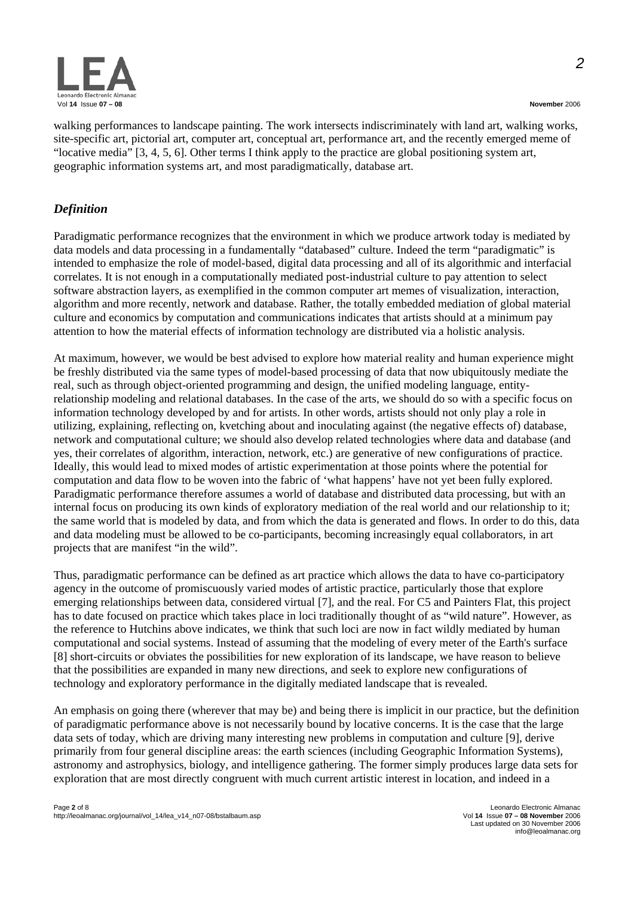walking performances to landscape painting. The work intersects indiscriminately with land art, walking works, site-specific art, pictorial art, computer art, conceptual art, performance art, and the recently emerged meme of "locative media" [3, 4, 5, 6]. Other terms I think apply to the practice are global positioning system art, geographic information systems art, and most paradigmatically, database art.

## *Definition*

Paradigmatic performance recognizes that the environment in which we produce artwork today is mediated by data models and data processing in a fundamentally "databased" culture. Indeed the term "paradigmatic" is intended to emphasize the role of model-based, digital data processing and all of its algorithmic and interfacial correlates. It is not enough in a computationally mediated post-industrial culture to pay attention to select software abstraction layers, as exemplified in the common computer art memes of visualization, interaction, algorithm and more recently, network and database. Rather, the totally embedded mediation of global material culture and economics by computation and communications indicates that artists should at a minimum pay attention to how the material effects of information technology are distributed via a holistic analysis.

At maximum, however, we would be best advised to explore how material reality and human experience might be freshly distributed via the same types of model-based processing of data that now ubiquitously mediate the real, such as through object-oriented programming and design, the unified modeling language, entity-relationship modeling and relational databases. In the case of the arts, we should do so with a specific focus on information technology developed by and for artists. In other words, artists should not only play a role in utilizing, explaining, reflecting on, kvetching about and inoculating against (the negative effects of) database, network and computational culture; we should also develop related technologies where data and database (and yes, their correlates of algorithm, interaction, network, etc.) are generative of new configurations of practice. Ideally, this would lead to mixed modes of artistic experimentation at those points where the potential for computation and data flow to be woven into the fabric of 'what happens' have not yet been fully explored. Paradigmatic performance therefore assumes a world of database and distributed data processing, but with an internal focus on producing its own kinds of exploratory mediation of the real world and our relationship to it; the same world that is modeled by data, and from which the data is generated and flows. In order to do this, data and data modeling must be allowed to be co-participants, becoming increasingly equal collaborators, in art projects that are manifest "in the wild".

Thus, paradigmatic performance can be defined as art practice which allows the data to have co-participatory agency in the outcome of promiscuously varied modes of artistic practice, particularly those that explore emerging relationships between data, considered virtual [7], and the real. For C5 and Painters Flat, this project has to date focused on practice which takes place in loci traditionally thought of as "wild nature". However, as the reference to Hutchins above indicates, we think that such loci are now in fact wildly mediated by human computational and social systems. Instead of assuming that the modeling of every meter of the Earth's surface [8] short-circuits or obviates the possibilities for new exploration of its landscape, we have reason to believe that the possibilities are expanded in many new directions, and seek to explore new configurations of technology and exploratory performance in the digitally mediated landscape that is revealed.

An emphasis on going there (wherever that may be) and being there is implicit in our practice, but the definition of paradigmatic performance above is not necessarily bound by locative concerns. It is the case that the large data sets of today, which are driving many interesting new problems in computation and culture [9], derive primarily from four general discipline areas: the earth sciences (including Geographic Information Systems), astronomy and astrophysics, biology, and intelligence gathering. The former simply produces large data sets for exploration that are most directly congruent with much current artistic interest in location, and indeed in a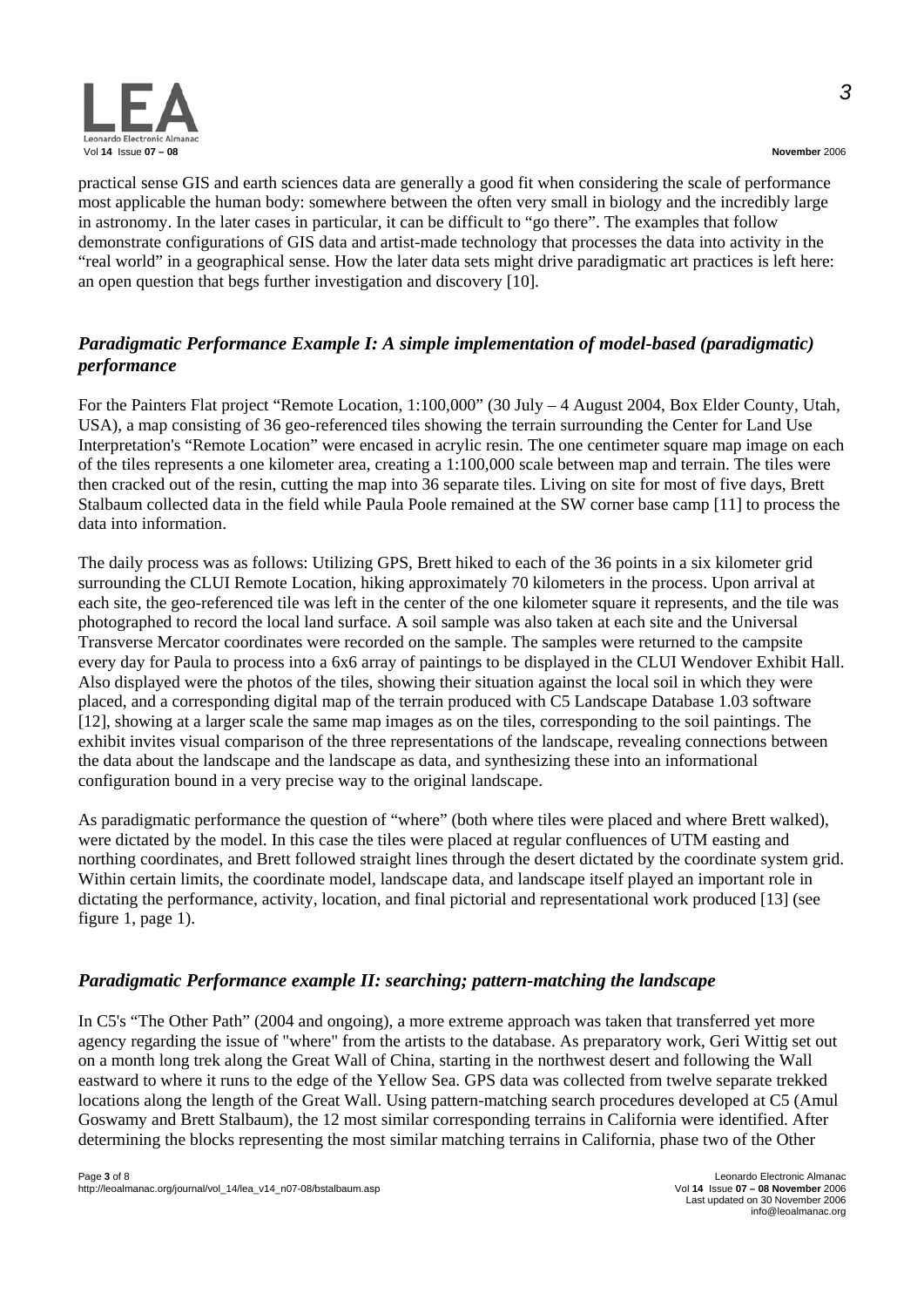practical sense GIS and earth sciences data are generally a good fit when considering the scale of performance most applicable the human body: somewhere between the often very small in biology and the incredibly large in astronomy. In the later cases in particular, it can be difficult to "go there". The examples that follow demonstrate configurations of GIS data and artist-made technology that processes the data into activity in the "real world" in a geographical sense. How the later data sets might drive paradigmatic art practices is left here: an open question that begs further investigation and discovery [10].

## *Paradigmatic Performance Example I: A simple implementation of model-based (paradigmatic) performance*

For the Painters Flat project "Remote Location, 1:100,000" (30 July – 4 August 2004, Box Elder County, Utah, USA), a map consisting of 36 geo-referenced tiles showing the terrain surrounding the Center for Land Use Interpretation's "Remote Location" were encased in acrylic resin. The one centimeter square map image on each of the tiles represents a one kilometer area, creating a 1:100,000 scale between map and terrain. The tiles were then cracked out of the resin, cutting the map into 36 separate tiles. Living on site for most of five days, Brett Stalbaum collected data in the field while Paula Poole remained at the SW corner base camp [11] to process the data into information.

The daily process was as follows: Utilizing GPS, Brett hiked to each of the 36 points in a six kilometer grid surrounding the CLUI Remote Location, hiking approximately 70 kilometers in the process. Upon arrival at each site, the geo-referenced tile was left in the center of the one kilometer square it represents, and the tile was photographed to record the local land surface. A soil sample was also taken at each site and the Universal Transverse Mercator coordinates were recorded on the sample. The samples were returned to the campsite every day for Paula to process into a 6x6 array of paintings to be displayed in the CLUI Wendover Exhibit Hall. Also displayed were the photos of the tiles, showing their situation against the local soil in which they were placed, and a corresponding digital map of the terrain produced with C5 Landscape Database 1.03 software [12], showing at a larger scale the same map images as on the tiles, corresponding to the soil paintings. The exhibit invites visual comparison of the three representations of the landscape, revealing connections between the data about the landscape and the landscape as data, and synthesizing these into an informational configuration bound in a very precise way to the original landscape.

As paradigmatic performance the question of "where" (both where tiles were placed and where Brett walked), were dictated by the model. In this case the tiles were placed at regular confluences of UTM easting and northing coordinates, and Brett followed straight lines through the desert dictated by the coordinate system grid. Within certain limits, the coordinate model, landscape data, and landscape itself played an important role in dictating the performance, activity, location, and final pictorial and representational work produced [13] (see figure 1, page 1).

## *Paradigmatic Performance example II: searching; pattern-matching the landscape*

In C5's "The Other Path" (2004 and ongoing), a more extreme approach was taken that transferred yet more agency regarding the issue of "where" from the artists to the database. As preparatory work, Geri Wittig set out on a month long trek along the Great Wall of China, starting in the northwest desert and following the Wall eastward to where it runs to the edge of the Yellow Sea. GPS data was collected from twelve separate trekked locations along the length of the Great Wall. Using pattern-matching search procedures developed at C5 (Amul Goswamy and Brett Stalbaum), the 12 most similar corresponding terrains in California were identified. After determining the blocks representing the most similar matching terrains in California, phase two of the Other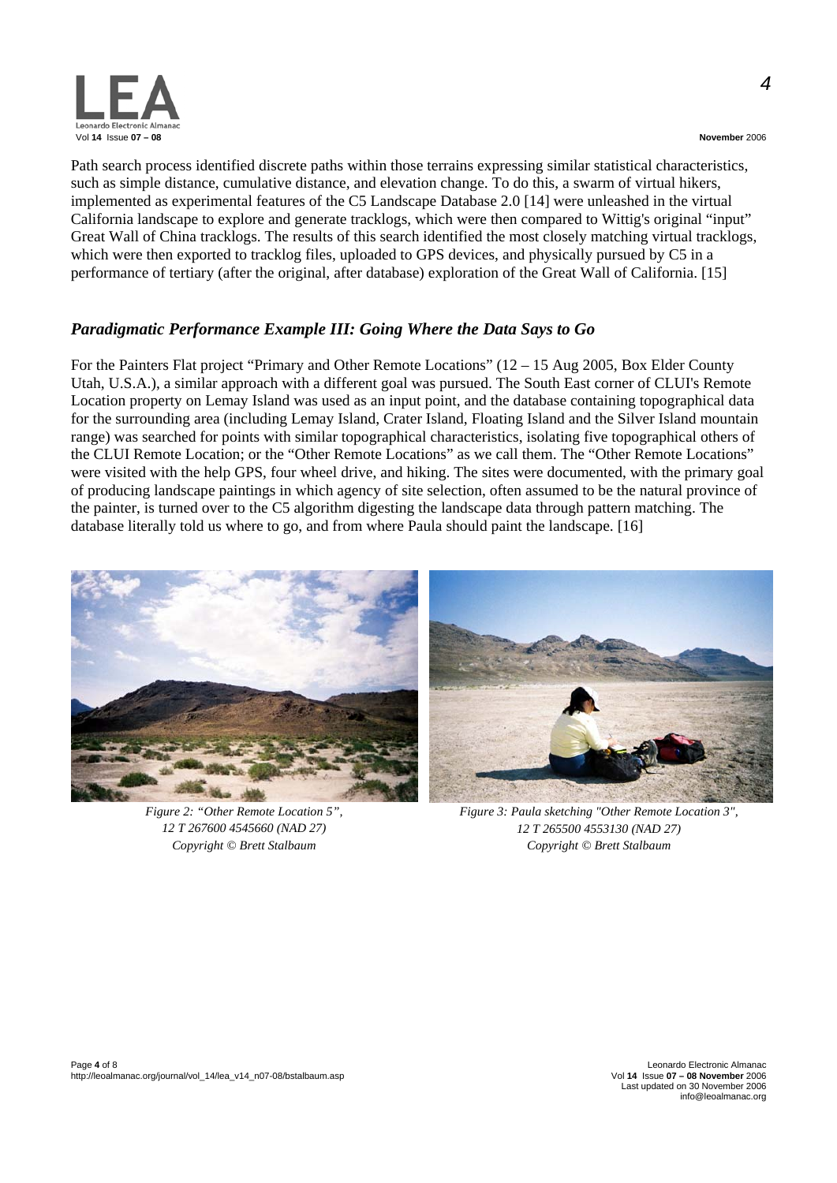Path search process identified discrete paths within those terrains expressing similar statistical characteristics, such as simple distance, cumulative distance, and elevation change. To do this, a swarm of virtual hikers, implemented as experimental features of the C5 Landscape Database 2.0 [14] were unleashed in the virtual California landscape to explore and generate tracklogs, which were then compared to Wittig's original "input" Great Wall of China tracklogs. The results of this search identified the most closely matching virtual tracklogs, which were then exported to tracklog files, uploaded to GPS devices, and physically pursued by C5 in a performance of tertiary (after the original, after database) exploration of the Great Wall of California. [15]

### *Paradigmatic Performance Example III: Going Where the Data Says to Go*

For the Painters Flat project "Primary and Other Remote Locations" (12 – 15 Aug 2005, Box Elder County Utah, U.S.A.), a similar approach with a different goal was pursued. The South East corner of CLUI's Remote Location property on Lemay Island was used as an input point, and the database containing topographical data for the surrounding area (including Lemay Island, Crater Island, Floating Island and the Silver Island mountain range) was searched for points with similar topographical characteristics, isolating five topographical others of the CLUI Remote Location; or the "Other Remote Locations" as we call them. The "Other Remote Locations" were visited with the help GPS, four wheel drive, and hiking. The sites were documented, with the primary goal of producing landscape paintings in which agency of site selection, often assumed to be the natural province of the painter, is turned over to the C5 algorithm digesting the landscape data through pattern matching. The database literally told us where to go, and from where Paula should paint the landscape. [16]

*Figure 2: "Other Remote Location 5", 12 T 267600 4545660 (NAD 27) Copyright © Brett Stalbaum*

*Figure 3: Paula sketching "Other Remote Location 3", 12 T 265500 4553130 (NAD 27) Copyright © Brett Stalbaum*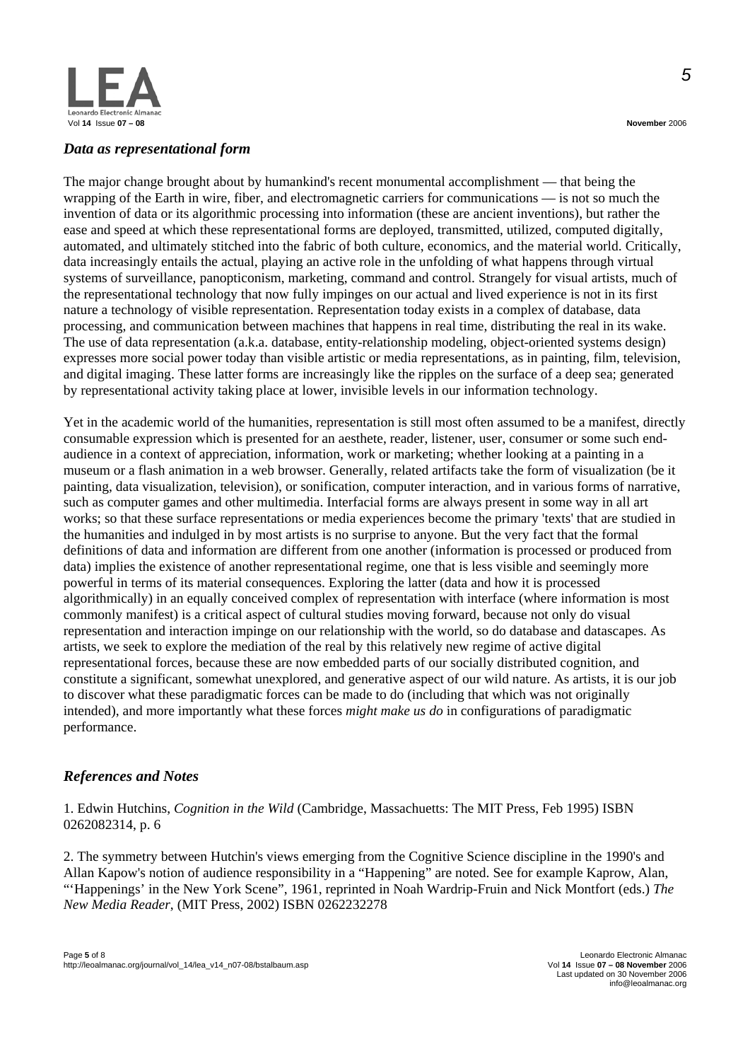## *Data as representational form*

The major change brought about by humankind's recent monumental accomplishment — that being the wrapping of the Earth in wire, fiber, and electromagnetic carriers for communications — is not so much the invention of data or its algorithmic processing into information (these are ancient inventions), but rather the ease and speed at which these representational forms are deployed, transmitted, utilized, computed digitally, automated, and ultimately stitched into the fabric of both culture, economics, and the material world. Critically, data increasingly entails the actual, playing an active role in the unfolding of what happens through virtual systems of surveillance, panopticonism, marketing, command and control. Strangely for visual artists, much of the representational technology that now fully impinges on our actual and lived experience is not in its first nature a technology of visible representation. Representation today exists in a complex of database, data processing, and communication between machines that happens in real time, distributing the real in its wake. The use of data representation (a.k.a. database, entity-relationship modeling, object-oriented systems design) expresses more social power today than visible artistic or media representations, as in painting, film, television, and digital imaging. These latter forms are increasingly like the ripples on the surface of a deep sea; generated by representational activity taking place at lower, invisible levels in our information technology.

Yet in the academic world of the humanities, representation is still most often assumed to be a manifest, directly consumable expression which is presented for an aesthete, reader, listener, user, consumer or some such end-audience in a context of appreciation, information, work or marketing; whether looking at a painting in a museum or a flash animation in a web browser. Generally, related artifacts take the form of visualization (be it painting, data visualization, television), or sonification, computer interaction, and in various forms of narrative, such as computer games and other multimedia. Interfacial forms are always present in some way in all art works; so that these surface representations or media experiences become the primary 'texts' that are studied in the humanities and indulged in by most artists is no surprise to anyone. But the very fact that the formal definitions of data and information are different from one another (information is processed or produced from data) implies the existence of another representational regime, one that is less visible and seemingly more powerful in terms of its material consequences. Exploring the latter (data and how it is processed algorithmically) in an equally conceived complex of representation with interface (where information is most commonly manifest) is a critical aspect of cultural studies moving forward, because not only do visual representation and interaction impinge on our relationship with the world, so do database and datascapes. As artists, we seek to explore the mediation of the real by this relatively new regime of active digital representational forces, because these are now embedded parts of our socially distributed cognition, and constitute a significant, somewhat unexplored, and generative aspect of our wild nature. As artists, it is our job to discover what these paradigmatic forces can be made to do (including that which was not originally intended), and more importantly what these forces *might make us do* in configurations of paradigmatic performance.

## *References and Notes*

1. Edwin Hutchins, *Cognition in the Wild* (Cambridge, Massachuetts: The MIT Press, Feb 1995) ISBN 0262082314, p. 6

2. The symmetry between Hutchin's views emerging from the Cognitive Science discipline in the 1990's and Allan Kapow's notion of audience responsibility in a "Happening" are noted. See for example Kaprow, Alan, "'Happenings' in the New York Scene", 1961, reprinted in Noah Wardrip-Fruin and Nick Montfort (eds.) *The New Media Reader*, (MIT Press, 2002) ISBN 0262232278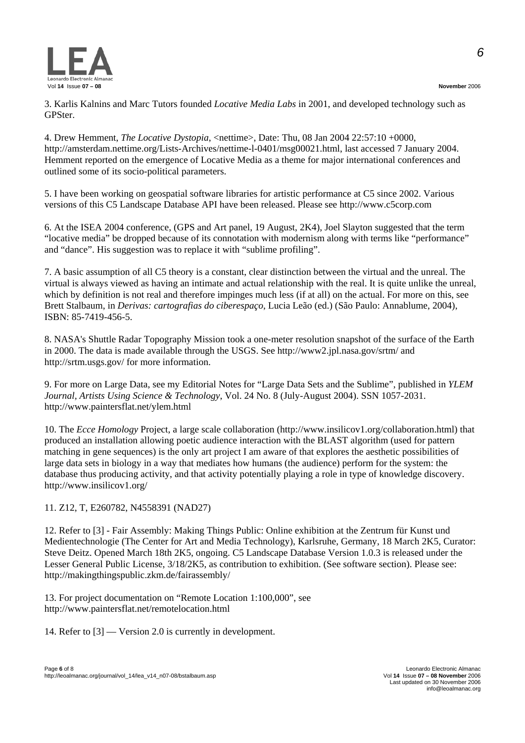3. Karlis Kalnins and Marc Tutors founded *Locative Media Labs* in 2001, and developed technology such as GPSter.

4. Drew Hemment, *The Locative Dystopia*, <nettime>, Date: Thu, 08 Jan 2004 22:57:10 +0000, http://amsterdam.nettime.org/Lists-Archives/nettime-l-0401/msg00021.html, last accessed 7 January 2004. Hemment reported on the emergence of Locative Media as a theme for major international conferences and outlined some of its socio-political parameters.

5. I have been working on geospatial software libraries for artistic performance at C5 since 2002. Various versions of this C5 Landscape Database API have been released. Please see http://www.c5corp.com

6. At the ISEA 2004 conference, (GPS and Art panel, 19 August, 2K4), Joel Slayton suggested that the term "locative media" be dropped because of its connotation with modernism along with terms like "performance" and "dance". His suggestion was to replace it with "sublime profiling".

7. A basic assumption of all C5 theory is a constant, clear distinction between the virtual and the unreal. The virtual is always viewed as having an intimate and actual relationship with the real. It is quite unlike the unreal, which by definition is not real and therefore impinges much less (if at all) on the actual. For more on this, see Brett Stalbaum, in *Derivas: cartografias do ciberespaço*, Lucia Leão (ed.) (São Paulo: Annablume, 2004), ISBN: 85-7419-456-5.

8. NASA's Shuttle Radar Topography Mission took a one-meter resolution snapshot of the surface of the Earth in 2000. The data is made available through the USGS. See http://www2.jpl.nasa.gov/srtm/ and http://srtm.usgs.gov/ for more information.

9. For more on Large Data, see my Editorial Notes for "Large Data Sets and the Sublime", published in *YLEM Journal, Artists Using Science & Technology*, Vol. 24 No. 8 (July-August 2004). SSN 1057-2031. http://www.paintersflat.net/ylem.html

10. The *Ecce Homology* Project, a large scale collaboration (http://www.insilicov1.org/collaboration.html) that produced an installation allowing poetic audience interaction with the BLAST algorithm (used for pattern matching in gene sequences) is the only art project I am aware of that explores the aesthetic possibilities of large data sets in biology in a way that mediates how humans (the audience) perform for the system: the database thus producing activity, and that activity potentially playing a role in type of knowledge discovery. http://www.insilicov1.org/

11. Z12, T, E260782, N4558391 (NAD27)

12. Refer to [3] - Fair Assembly: Making Things Public: Online exhibition at the Zentrum für Kunst und Medientechnologie (The Center for Art and Media Technology), Karlsruhe, Germany, 18 March 2K5, Curator: Steve Deitz. Opened March 18th 2K5, ongoing. C5 Landscape Database Version 1.0.3 is released under the Lesser General Public License, 3/18/2K5, as contribution to exhibition. (See software section). Please see: http://makingthingspublic.zkm.de/fairassembly/

13. For project documentation on "Remote Location 1:100,000", see http://www.paintersflat.net/remotelocation.html

14. Refer to [3] — Version 2.0 is currently in development.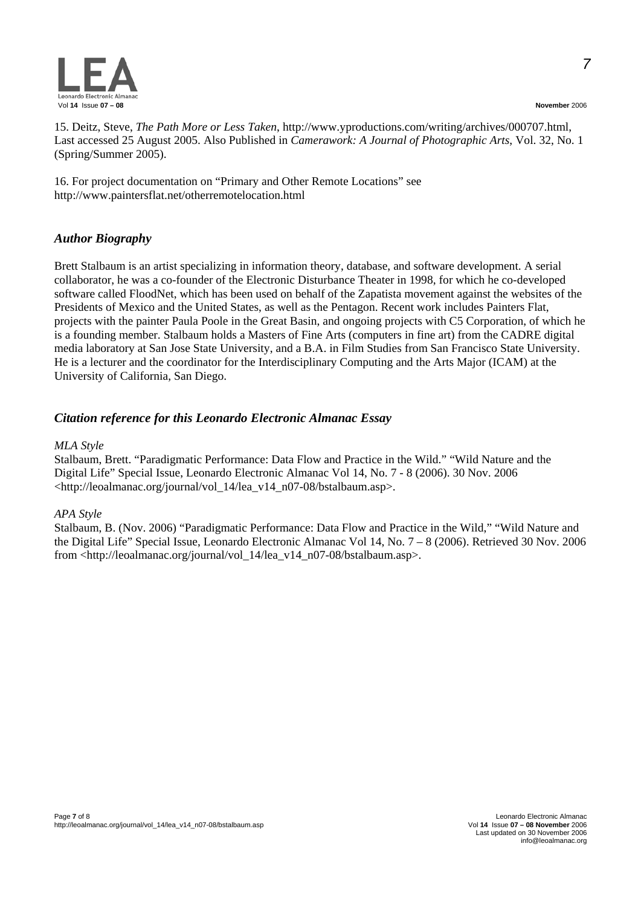15. Deitz, Steve, *The Path More or Less Taken*, http://www.yproductions.com/writing/archives/000707.html, Last accessed 25 August 2005. Also Published in *Camerawork: A Journal of Photographic Arts*, Vol. 32, No. 1 (Spring/Summer 2005).

16. For project documentation on "Primary and Other Remote Locations" see http://www.paintersflat.net/otherremotelocation.html

## *Author Biography*

Brett Stalbaum is an artist specializing in information theory, database, and software development. A serial collaborator, he was a co-founder of the Electronic Disturbance Theater in 1998, for which he co-developed software called FloodNet, which has been used on behalf of the Zapatista movement against the websites of the Presidents of Mexico and the United States, as well as the Pentagon. Recent work includes Painters Flat, projects with the painter Paula Poole in the Great Basin, and ongoing projects with C5 Corporation, of which he is a founding member. Stalbaum holds a Masters of Fine Arts (computers in fine art) from the CADRE digital media laboratory at San Jose State University, and a B.A. in Film Studies from San Francisco State University. He is a lecturer and the coordinator for the Interdisciplinary Computing and the Arts Major (ICAM) at the University of California, San Diego.

## *Citation reference for this Leonardo Electronic Almanac Essay*

*MLA Style*

Stalbaum, Brett. "Paradigmatic Performance: Data Flow and Practice in the Wild." "Wild Nature and the Digital Life" Special Issue, Leonardo Electronic Almanac Vol 14, No. 7 - 8 (2006). 30 Nov. 2006 <http://leoalmanac.org/journal/vol_14/lea_v14_n07-08/bstalbaum.asp>.

*APA Style*

Stalbaum, B. (Nov. 2006) "Paradigmatic Performance: Data Flow and Practice in the Wild," "Wild Nature and the Digital Life" Special Issue, Leonardo Electronic Almanac Vol 14, No. 7 – 8 (2006). Retrieved 30 Nov. 2006 from <http://leoalmanac.org/journal/vol_14/lea_v14_n07-08/bstalbaum.asp>.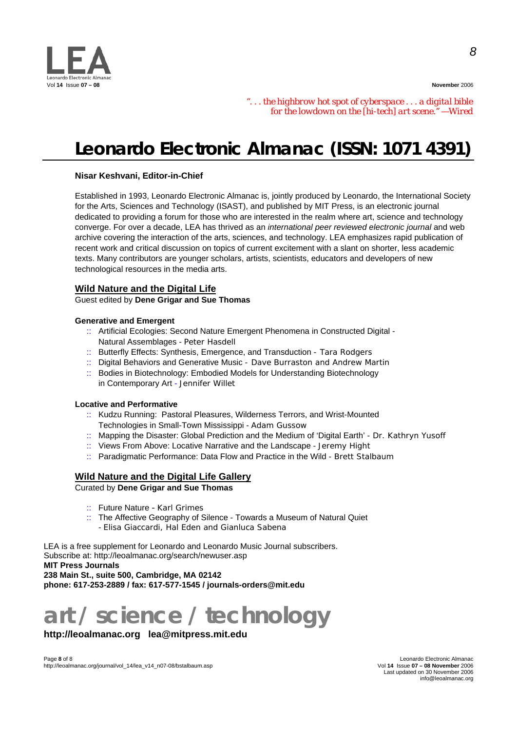*". . . the highbrow hot spot of cyberspace . . . a digital bible for the lowdown on the [hi-tech] art scene." —Wired*

# Leonardo Electronic Almanac (ISSN: 1071 4391)

**Nisar Keshvani, Editor-in-Chief**

Established in 1993, Leonardo Electronic Almanac is, jointly produced by Leonardo, the International Society for the Arts, Sciences and Technology (ISAST), and published by MIT Press, is an electronic journal dedicated to providing a forum for those who are interested in the realm where art, science and technology converge. For over a decade, LEA has thrived as an *international peer reviewed electronic journal* and web archive covering the interaction of the arts, sciences, and technology. LEA emphasizes rapid publication of recent work and critical discussion on topics of current excitement with a slant on shorter, less academic texts. Many contributors are younger scholars, artists, scientists, educators and developers of new technological resources in the media arts.

## Wild Nature and the Digital Life

Guest edited by **Dene Grigar and Sue Thomas**

### Generative and Emergent

- Artificial Ecologies: Second Nature Emergent Phenomena in Constructed Digital - Natural Assemblages - Peter Hasdell
- Butterfly Effects: Synthesis, Emergence, and Transduction - Tara Rodgers
- Digital Behaviors and Generative Music - Dave Burraston and Andrew Martin
- Bodies in Biotechnology: Embodied Models for Understanding Biotechnology in Contemporary Art - Jennifer Willet

### Locative and Performative

- Kudzu Running: Pastoral Pleasures, Wilderness Terrors, and Wrist-Mounted Technologies in Small-Town Mississippi - Adam Gussow
- Mapping the Disaster: Global Prediction and the Medium of 'Digital Earth' - Dr. Kathryn Yusoff
- Views From Above: Locative Narrative and the Landscape - Jeremy Hight
- Paradigmatic Performance: Data Flow and Practice in the Wild - Brett Stalbaum

## Wild Nature and the Digital Life Gallery

Curated by **Dene Grigar and Sue Thomas**

- Future Nature - Karl Grimes
- The Affective Geography of Silence - Towards a Museum of Natural Quiet - Elisa Giaccardi, Hal Eden and Gianluca Sabena

LEA is a free supplement for Leonardo and Leonardo Music Journal subscribers.
Subscribe at: http://leoalmanac.org/search/newuser.asp
**MIT Press Journals**
**238 Main St., suite 500, Cambridge, MA 02142**
**phone: 617-253-2889 / fax: 617-577-1545 / journals-orders@mit.edu**

# art / science / technology

**http://leoalmanac.org   lea@mitpress.mit.edu**